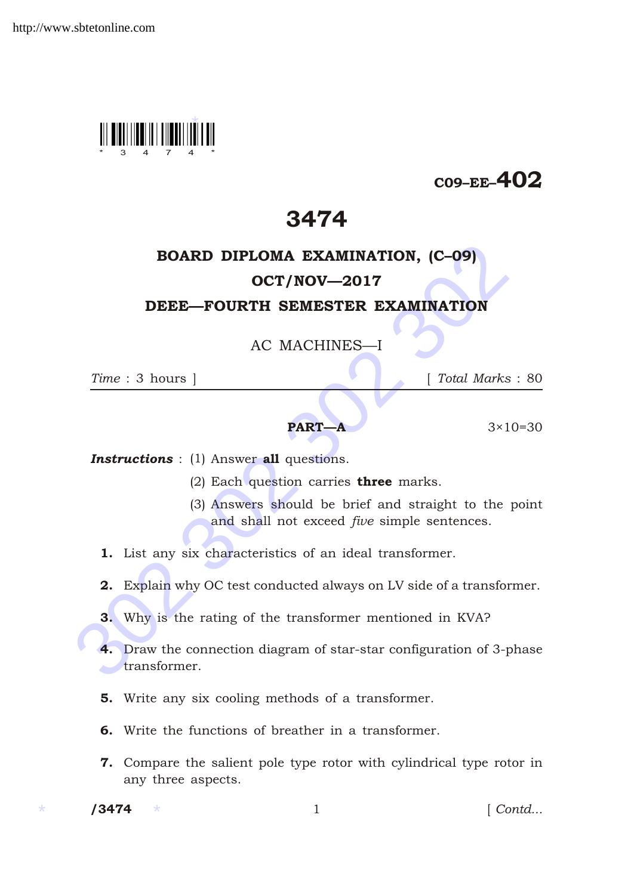C09–EE–402

# 3474

## BOARD DIPLOMA EXAMINATION, (C–09)

## OCT/NOV—2017

## DEEE—FOURTH SEMESTER EXAMINATION

### AC MACHINES—I

*Time* : 3 hours ] [ *Total Marks* : 80

---

**PART—A** 3×10=30

***Instructions*** : (1) Answer **all** questions.

(2) Each question carries **three** marks.

(3) Answers should be brief and straight to the point and shall not exceed *five* simple sentences.

**1.** List any six characteristics of an ideal transformer.

**2.** Explain why OC test conducted always on LV side of a transformer.

**3.** Why is the rating of the transformer mentioned in KVA?

**4.** Draw the connection diagram of star-star configuration of 3-phase transformer.

**5.** Write any six cooling methods of a transformer.

**6.** Write the functions of breather in a transformer.

**7.** Compare the salient pole type rotor with cylindrical type rotor in any three aspects.

/3474 [ Contd...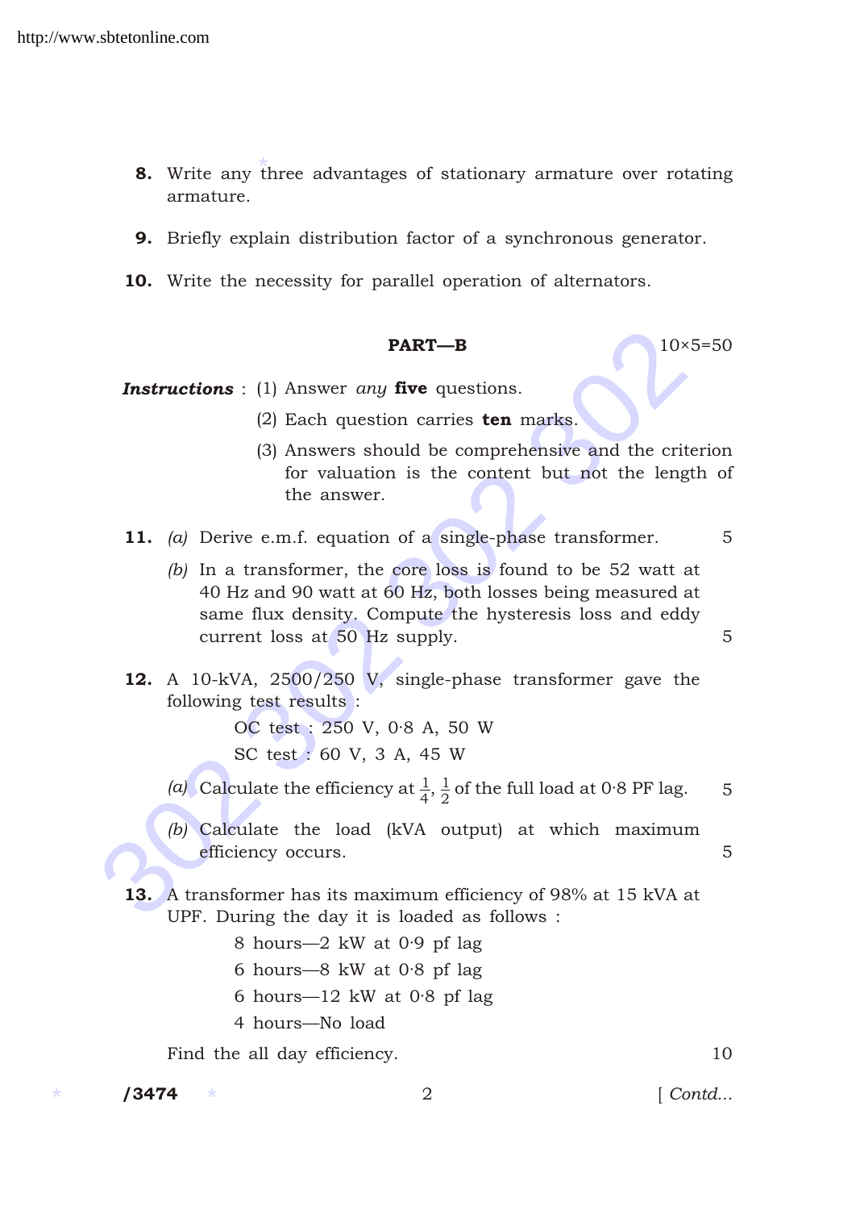**8.** Write any three advantages of stationary armature over rotating armature.

**9.** Briefly explain distribution factor of a synchronous generator.

**10.** Write the necessity for parallel operation of alternators.

## PART—B

10×5=50

***Instructions*** : (1) Answer *any* **five** questions.

(2) Each question carries **ten** marks.

(3) Answers should be comprehensive and the criterion for valuation is the content but not the length of the answer.

**11.** *(a)* Derive e.m.f. equation of a single-phase transformer. 5

*(b)* In a transformer, the core loss is found to be 52 watt at 40 Hz and 90 watt at 60 Hz, both losses being measured at same flux density. Compute the hysteresis loss and eddy current loss at 50 Hz supply. 5

**12.** A 10-kVA, 2500/250 V, single-phase transformer gave the following test results :

OC test : 250 V, 0·8 A, 50 W

SC test : 60 V, 3 A, 45 W

*(a)* Calculate the efficiency at $\frac{1}{4}$, $\frac{1}{2}$ of the full load at 0·8 PF lag. 5

*(b)* Calculate the load (kVA output) at which maximum efficiency occurs. 5

**13.** A transformer has its maximum efficiency of 98% at 15 kVA at UPF. During the day it is loaded as follows :

8 hours—2 kW at 0·9 pf lag

6 hours—8 kW at 0·8 pf lag

6 hours—12 kW at 0·8 pf lag

4 hours—No load

Find the all day efficiency. 10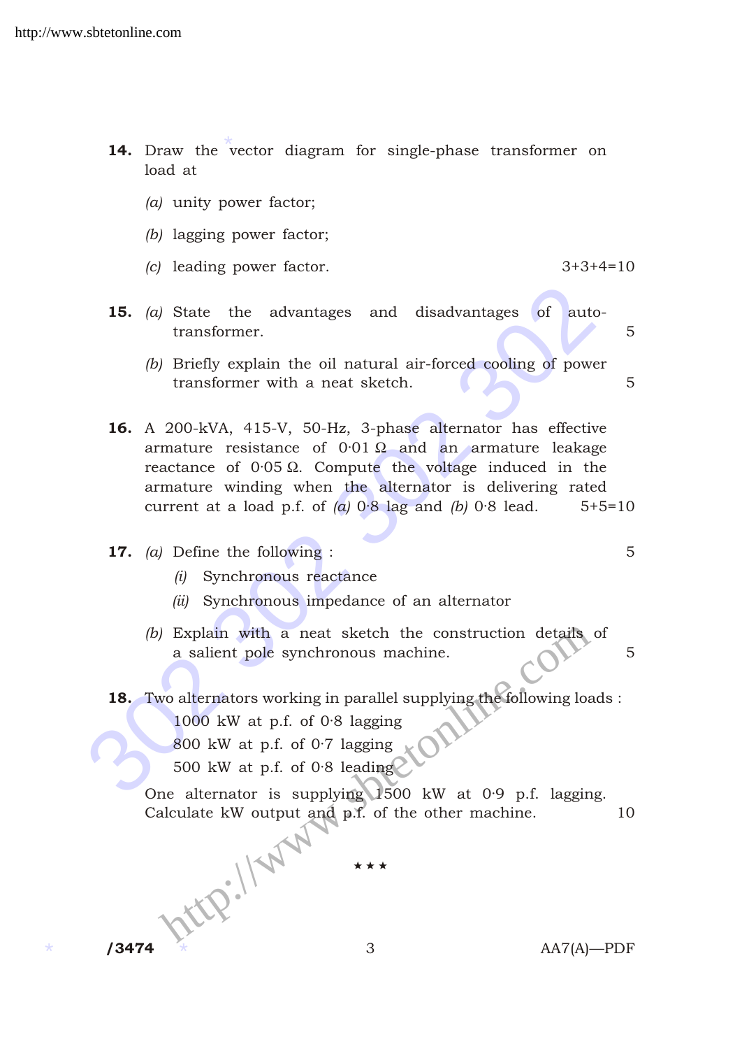**14.** Draw the vector diagram for single-phase transformer on load at

*(a)* unity power factor;

*(b)* lagging power factor;

*(c)* leading power factor. 3+3+4=10

**15.** *(a)* State the advantages and disadvantages of auto-transformer. 5

*(b)* Briefly explain the oil natural air-forced cooling of power transformer with a neat sketch. 5

**16.** A 200-kVA, 415-V, 50-Hz, 3-phase alternator has effective armature resistance of $0{\cdot}01\ \Omega$ and an armature leakage reactance of $0{\cdot}05\ \Omega$. Compute the voltage induced in the armature winding when the alternator is delivering rated current at a load p.f. of *(a)* 0·8 lag and *(b)* 0·8 lead. 5+5=10

**17.** *(a)* Define the following : 5

*(i)* Synchronous reactance

*(ii)* Synchronous impedance of an alternator

*(b)* Explain with a neat sketch the construction details of a salient pole synchronous machine. 5

**18.** Two alternators working in parallel supplying the following loads :

1000 kW at p.f. of 0·8 lagging

800 kW at p.f. of 0·7 lagging

500 kW at p.f. of 0·8 leading

One alternator is supplying 1500 kW at 0·9 p.f. lagging. Calculate kW output and p.f. of the other machine. 10

★ ★ ★